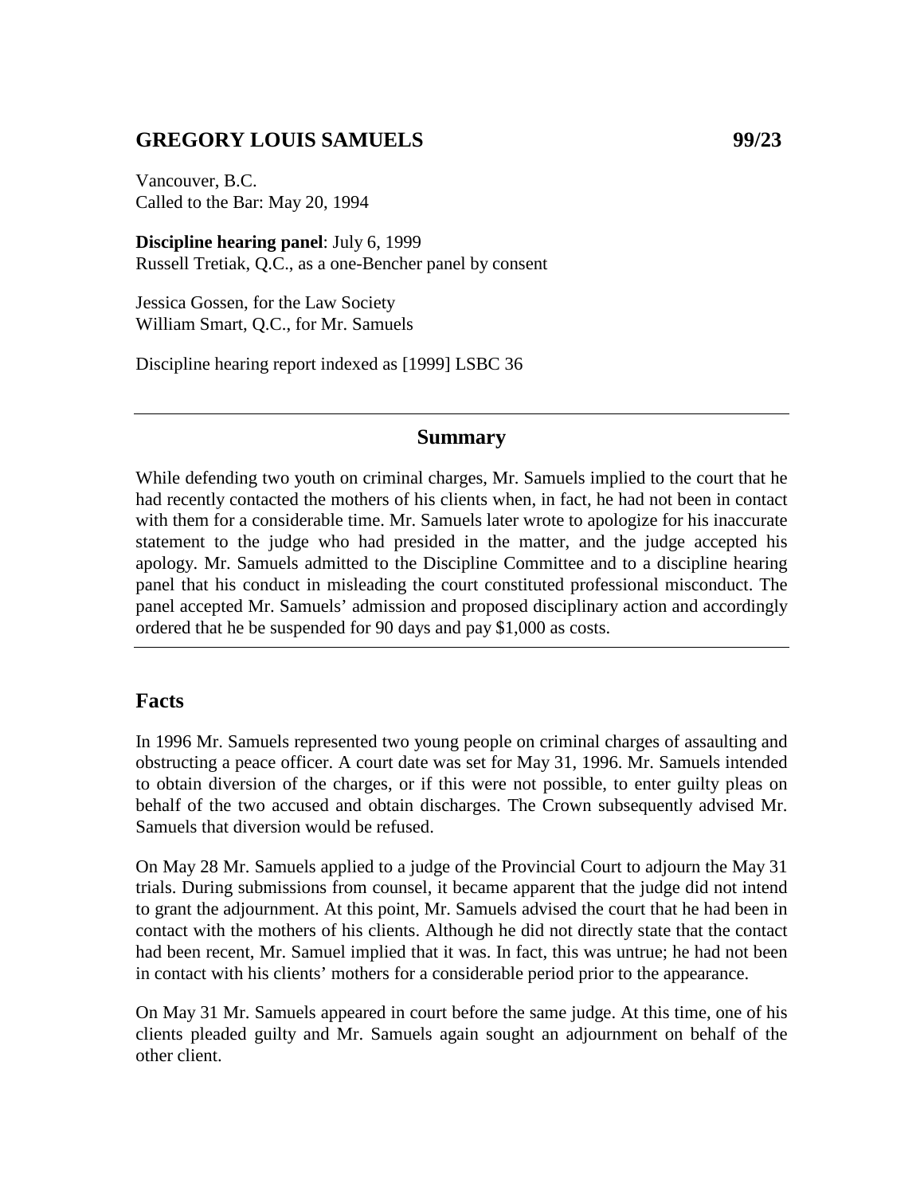## GREGORY LOUIS SAMUELS 99/23

Vancouver, B.C.
Called to the Bar: May 20, 1994

**Discipline hearing panel**: July 6, 1999
Russell Tretiak, Q.C., as a one-Bencher panel by consent

Jessica Gossen, for the Law Society
William Smart, Q.C., for Mr. Samuels

Discipline hearing report indexed as [1999] LSBC 36

---

### Summary

While defending two youth on criminal charges, Mr. Samuels implied to the court that he had recently contacted the mothers of his clients when, in fact, he had not been in contact with them for a considerable time. Mr. Samuels later wrote to apologize for his inaccurate statement to the judge who had presided in the matter, and the judge accepted his apology. Mr. Samuels admitted to the Discipline Committee and to a discipline hearing panel that his conduct in misleading the court constituted professional misconduct. The panel accepted Mr. Samuels' admission and proposed disciplinary action and accordingly ordered that he be suspended for 90 days and pay $1,000 as costs.

---

## Facts

In 1996 Mr. Samuels represented two young people on criminal charges of assaulting and obstructing a peace officer. A court date was set for May 31, 1996. Mr. Samuels intended to obtain diversion of the charges, or if this were not possible, to enter guilty pleas on behalf of the two accused and obtain discharges. The Crown subsequently advised Mr. Samuels that diversion would be refused.

On May 28 Mr. Samuels applied to a judge of the Provincial Court to adjourn the May 31 trials. During submissions from counsel, it became apparent that the judge did not intend to grant the adjournment. At this point, Mr. Samuels advised the court that he had been in contact with the mothers of his clients. Although he did not directly state that the contact had been recent, Mr. Samuel implied that it was. In fact, this was untrue; he had not been in contact with his clients' mothers for a considerable period prior to the appearance.

On May 31 Mr. Samuels appeared in court before the same judge. At this time, one of his clients pleaded guilty and Mr. Samuels again sought an adjournment on behalf of the other client.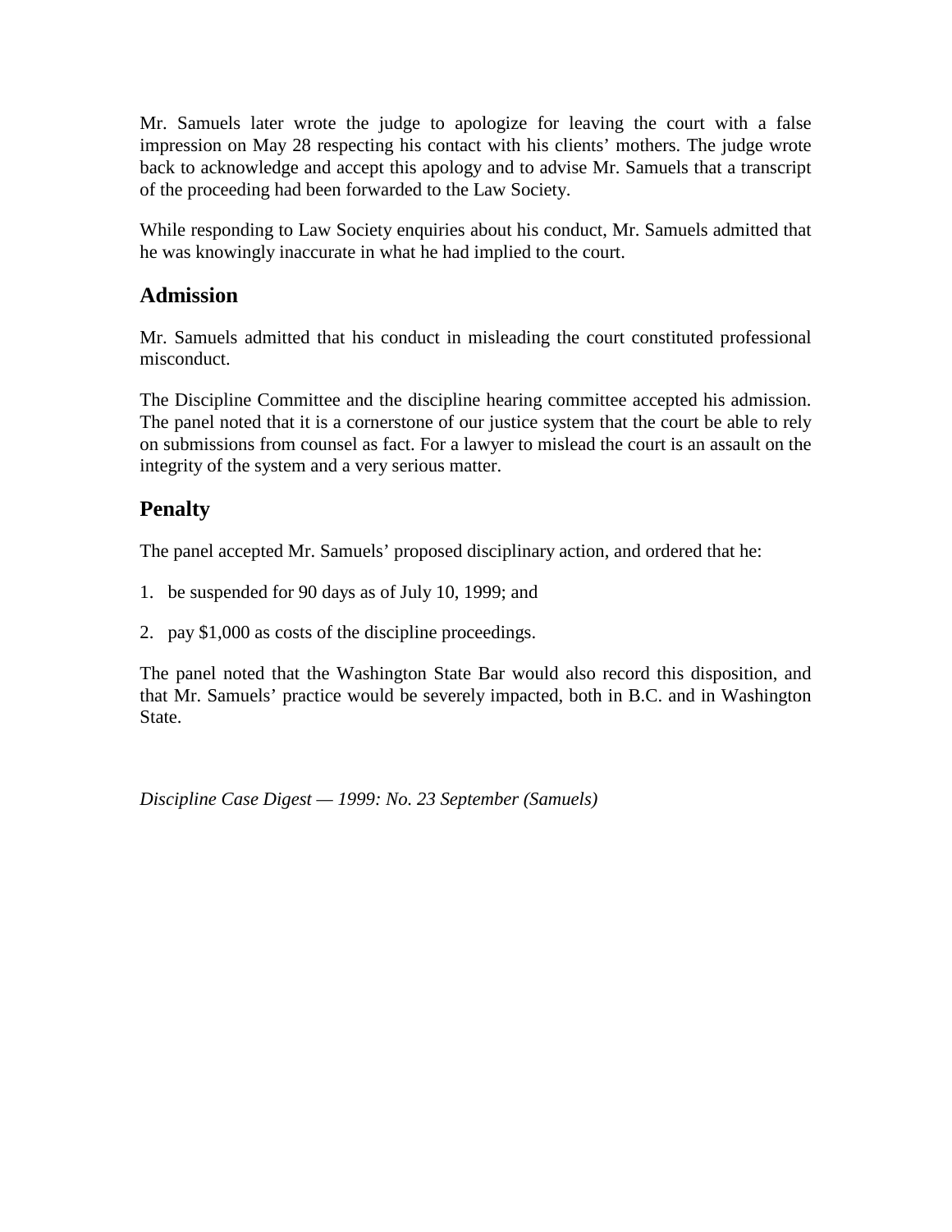Mr. Samuels later wrote the judge to apologize for leaving the court with a false impression on May 28 respecting his contact with his clients' mothers. The judge wrote back to acknowledge and accept this apology and to advise Mr. Samuels that a transcript of the proceeding had been forwarded to the Law Society.

While responding to Law Society enquiries about his conduct, Mr. Samuels admitted that he was knowingly inaccurate in what he had implied to the court.

## Admission

Mr. Samuels admitted that his conduct in misleading the court constituted professional misconduct.

The Discipline Committee and the discipline hearing committee accepted his admission. The panel noted that it is a cornerstone of our justice system that the court be able to rely on submissions from counsel as fact. For a lawyer to mislead the court is an assault on the integrity of the system and a very serious matter.

## Penalty

The panel accepted Mr. Samuels' proposed disciplinary action, and ordered that he:

1. be suspended for 90 days as of July 10, 1999; and
2. pay $1,000 as costs of the discipline proceedings.

The panel noted that the Washington State Bar would also record this disposition, and that Mr. Samuels' practice would be severely impacted, both in B.C. and in Washington State.

*Discipline Case Digest — 1999: No. 23 September (Samuels)*